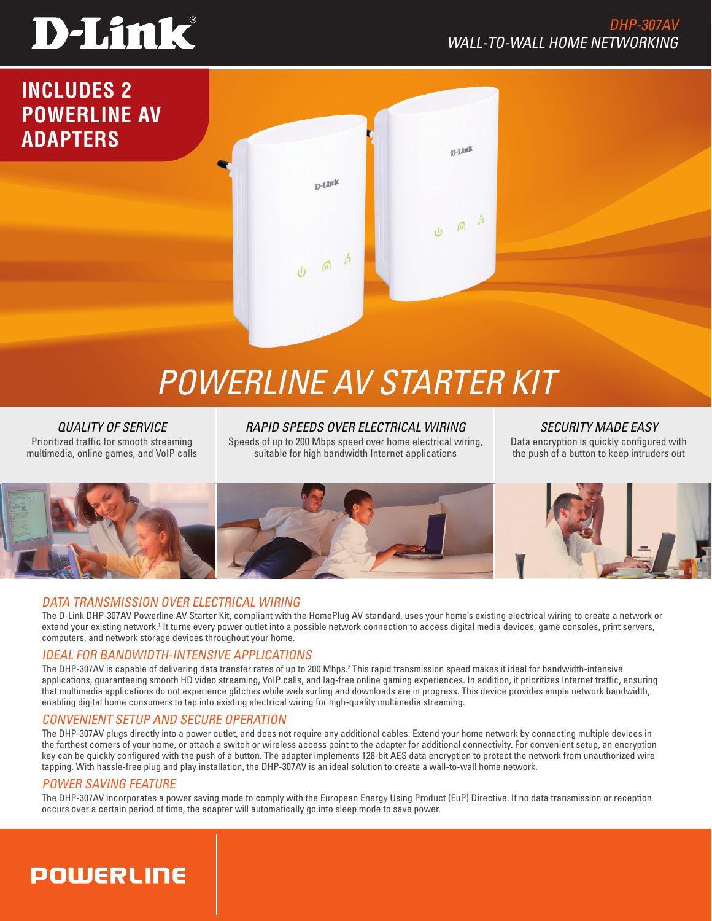D-Link

*DHP-307AV*
*WALL-TO-WALL HOME NETWORKING*

**INCLUDES 2 POWERLINE AV ADAPTERS**

# POWERLINE AV STARTER KIT

### *QUALITY OF SERVICE*
Prioritized traffic for smooth streaming multimedia, online games, and VoIP calls

### *RAPID SPEEDS OVER ELECTRICAL WIRING*
Speeds of up to 200 Mbps speed over home electrical wiring, suitable for high bandwidth Internet applications

### *SECURITY MADE EASY*
Data encryption is quickly configured with the push of a button to keep intruders out

## *DATA TRANSMISSION OVER ELECTRICAL WIRING*

The D-Link DHP-307AV Powerline AV Starter Kit, compliant with the HomePlug AV standard, uses your home's existing electrical wiring to create a network or extend your existing network.[1] It turns every power outlet into a possible network connection to access digital media devices, game consoles, print servers, computers, and network storage devices throughout your home.

## *IDEAL FOR BANDWIDTH-INTENSIVE APPLICATIONS*

The DHP-307AV is capable of delivering data transfer rates of up to 200 Mbps.[2] This rapid transmission speed makes it ideal for bandwidth-intensive applications, guaranteeing smooth HD video streaming, VoIP calls, and lag-free online gaming experiences. In addition, it prioritizes Internet traffic, ensuring that multimedia applications do not experience glitches while web surfing and downloads are in progress. This device provides ample network bandwidth, enabling digital home consumers to tap into existing electrical wiring for high-quality multimedia streaming.

## *CONVENIENT SETUP AND SECURE OPERATION*

The DHP-307AV plugs directly into a power outlet, and does not require any additional cables. Extend your home network by connecting multiple devices in the farthest corners of your home, or attach a switch or wireless access point to the adapter for additional connectivity. For convenient setup, an encryption key can be quickly configured with the push of a button. The adapter implements 128-bit AES data encryption to protect the network from unauthorized wire tapping. With hassle-free plug and play installation, the DHP-307AV is an ideal solution to create a wall-to-wall home network.

## *POWER SAVING FEATURE*

The DHP-307AV incorporates a power saving mode to comply with the European Energy Using Product (EuP) Directive. If no data transmission or reception occurs over a certain period of time, the adapter will automatically go into sleep mode to save power.

POWERLINE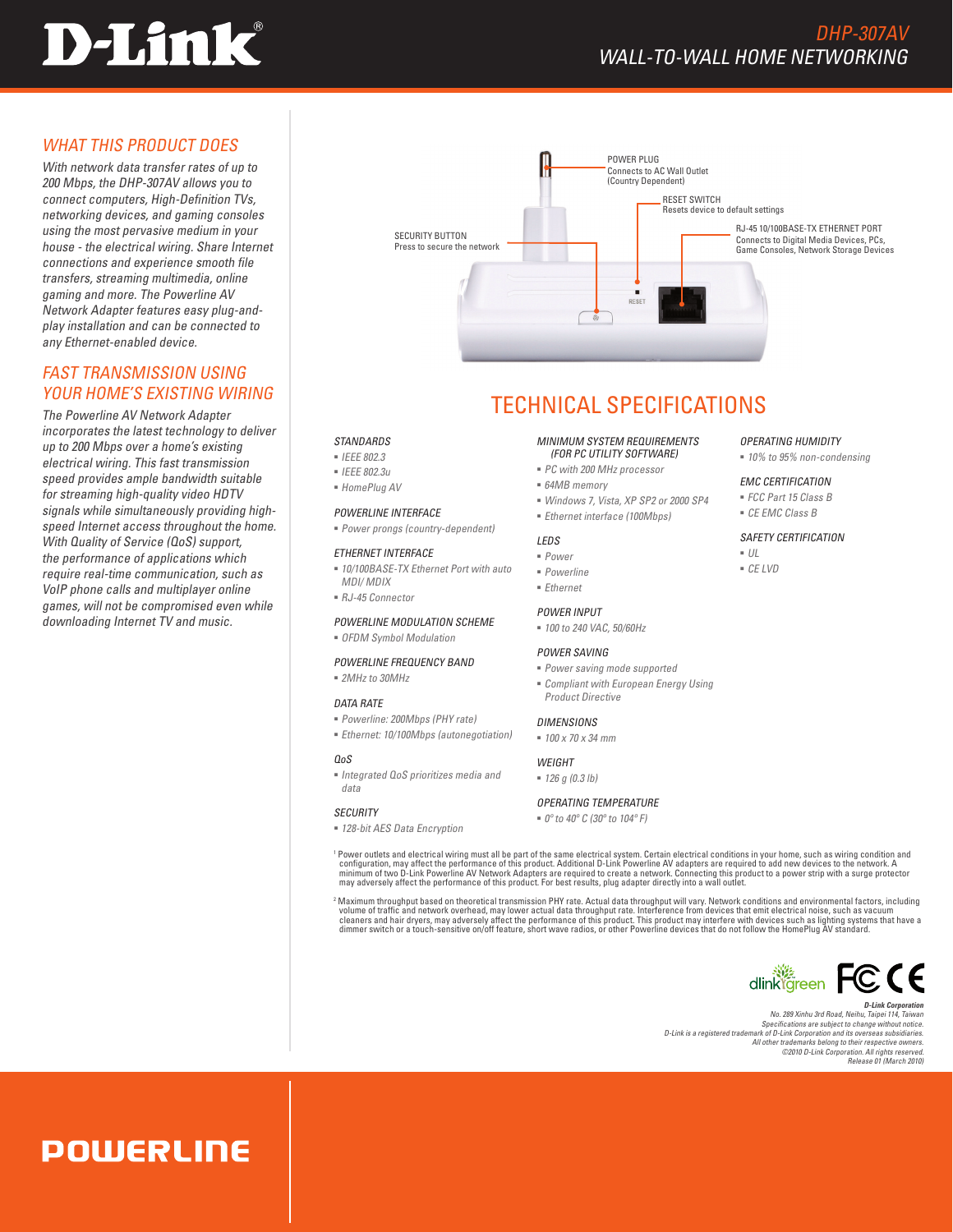# D-Link

## DHP-307AV
## WALL-TO-WALL HOME NETWORKING

## WHAT THIS PRODUCT DOES

*With network data transfer rates of up to 200 Mbps, the DHP-307AV allows you to connect computers, High-Definition TVs, networking devices, and gaming consoles using the most pervasive medium in your house - the electrical wiring. Share Internet connections and experience smooth file transfers, streaming multimedia, online gaming and more. The Powerline AV Network Adapter features easy plug-and-play installation and can be connected to any Ethernet-enabled device.*

## FAST TRANSMISSION USING YOUR HOME'S EXISTING WIRING

*The Powerline AV Network Adapter incorporates the latest technology to deliver up to 200 Mbps over a home's existing electrical wiring. This fast transmission speed provides ample bandwidth suitable for streaming high-quality video HDTV signals while simultaneously providing high-speed Internet access throughout the home. With Quality of Service (QoS) support, the performance of applications which require real-time communication, such as VoIP phone calls and multiplayer online games, will not be compromised even while downloading Internet TV and music.*

POWER PLUG
Connects to AC Wall Outlet (Country Dependent)

RESET SWITCH
Resets device to default settings

RJ-45 10/100BASE-TX ETHERNET PORT
Connects to Digital Media Devices, PCs, Game Consoles, Network Storage Devices

SECURITY BUTTON
Press to secure the network

## TECHNICAL SPECIFICATIONS

### STANDARDS
- IEEE 802.3
- IEEE 802.3u
- HomePlug AV

### POWERLINE INTERFACE
- Power prongs (country-dependent)

### ETHERNET INTERFACE
- 10/100BASE-TX Ethernet Port with auto MDI/ MDIX
- RJ-45 Connector

### POWERLINE MODULATION SCHEME
- OFDM Symbol Modulation

### POWERLINE FREQUENCY BAND
- 2MHz to 30MHz

### DATA RATE
- Powerline: 200Mbps (PHY rate)
- Ethernet: 10/100Mbps (autonegotiation)

### QoS
- Integrated QoS prioritizes media and data

### SECURITY
- 128-bit AES Data Encryption

### MINIMUM SYSTEM REQUIREMENTS (FOR PC UTILITY SOFTWARE)
- PC with 200 MHz processor
- 64MB memory
- Windows 7, Vista, XP SP2 or 2000 SP4
- Ethernet interface (100Mbps)

### LEDS
- Power
- Powerline
- Ethernet

### POWER INPUT
- 100 to 240 VAC, 50/60Hz

### POWER SAVING
- Power saving mode supported
- Compliant with European Energy Using Product Directive

### DIMENSIONS
- 100 x 70 x 34 mm

### WEIGHT
- 126 g (0.3 lb)

### OPERATING TEMPERATURE
- 0° to 40° C (30° to 104° F)

### OPERATING HUMIDITY
- 10% to 95% non-condensing

### EMC CERTIFICATION
- FCC Part 15 Class B
- CE EMC Class B

### SAFETY CERTIFICATION
- UL
- CE LVD

[1] Power outlets and electrical wiring must all be part of the same electrical system. Certain electrical conditions in your home, such as wiring condition and configuration, may affect the performance of this product. Additional D-Link Powerline AV adapters are required to add new devices to the network. A minimum of two D-Link Powerline AV Network Adapters are required to create a network. Connecting this product to a power strip with a surge protector may adversely affect the performance of this product. For best results, plug adapter directly into a wall outlet.

[2] Maximum throughput based on theoretical transmission PHY rate. Actual data throughput will vary. Network conditions and environmental factors, including volume of traffic and network overhead, may lower actual data throughput rate. Interference from devices that emit electrical noise, such as vacuum cleaners and hair dryers, may adversely affect the performance of this product. This product may interfere with devices such as lighting systems that have a dimmer switch or a touch-sensitive on/off feature, short wave radios, or other Powerline devices that do not follow the HomePlug AV standard.

dlink green

***D-Link Corporation***
*No. 289 Xinhu 3rd Road, Neihu, Taipei 114, Taiwan*
*Specifications are subject to change without notice.*
*D-Link is a registered trademark of D-Link Corporation and its overseas subsidiaries.*
*All other trademarks belong to their respective owners.*
*©2010 D-Link Corporation. All rights reserved.*
*Release 01 (March 2010)*

POWERLINE